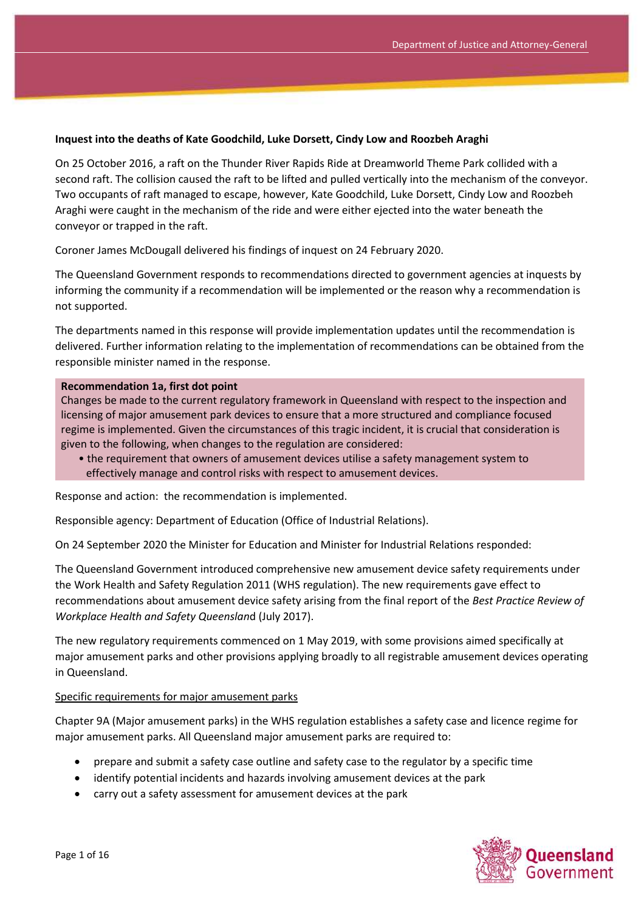**Inquest into the deaths of Kate Goodchild, Luke Dorsett, Cindy Low and Roozbeh Araghi**

On 25 October 2016, a raft on the Thunder River Rapids Ride at Dreamworld Theme Park collided with a second raft. The collision caused the raft to be lifted and pulled vertically into the mechanism of the conveyor. Two occupants of raft managed to escape, however, Kate Goodchild, Luke Dorsett, Cindy Low and Roozbeh Araghi were caught in the mechanism of the ride and were either ejected into the water beneath the conveyor or trapped in the raft.

Coroner James McDougall delivered his findings of inquest on 24 February 2020.

The Queensland Government responds to recommendations directed to government agencies at inquests by informing the community if a recommendation will be implemented or the reason why a recommendation is not supported.

The departments named in this response will provide implementation updates until the recommendation is delivered. Further information relating to the implementation of recommendations can be obtained from the responsible minister named in the response.

**Recommendation 1a, first dot point**

Changes be made to the current regulatory framework in Queensland with respect to the inspection and licensing of major amusement park devices to ensure that a more structured and compliance focused regime is implemented. Given the circumstances of this tragic incident, it is crucial that consideration is given to the following, when changes to the regulation are considered:

- the requirement that owners of amusement devices utilise a safety management system to effectively manage and control risks with respect to amusement devices.

Response and action: the recommendation is implemented.

Responsible agency: Department of Education (Office of Industrial Relations).

On 24 September 2020 the Minister for Education and Minister for Industrial Relations responded:

The Queensland Government introduced comprehensive new amusement device safety requirements under the Work Health and Safety Regulation 2011 (WHS regulation). The new requirements gave effect to recommendations about amusement device safety arising from the final report of the *Best Practice Review of Workplace Health and Safety Queenslan*d (July 2017).

The new regulatory requirements commenced on 1 May 2019, with some provisions aimed specifically at major amusement parks and other provisions applying broadly to all registrable amusement devices operating in Queensland.

Specific requirements for major amusement parks

Chapter 9A (Major amusement parks) in the WHS regulation establishes a safety case and licence regime for major amusement parks. All Queensland major amusement parks are required to:

- prepare and submit a safety case outline and safety case to the regulator by a specific time
- identify potential incidents and hazards involving amusement devices at the park
- carry out a safety assessment for amusement devices at the park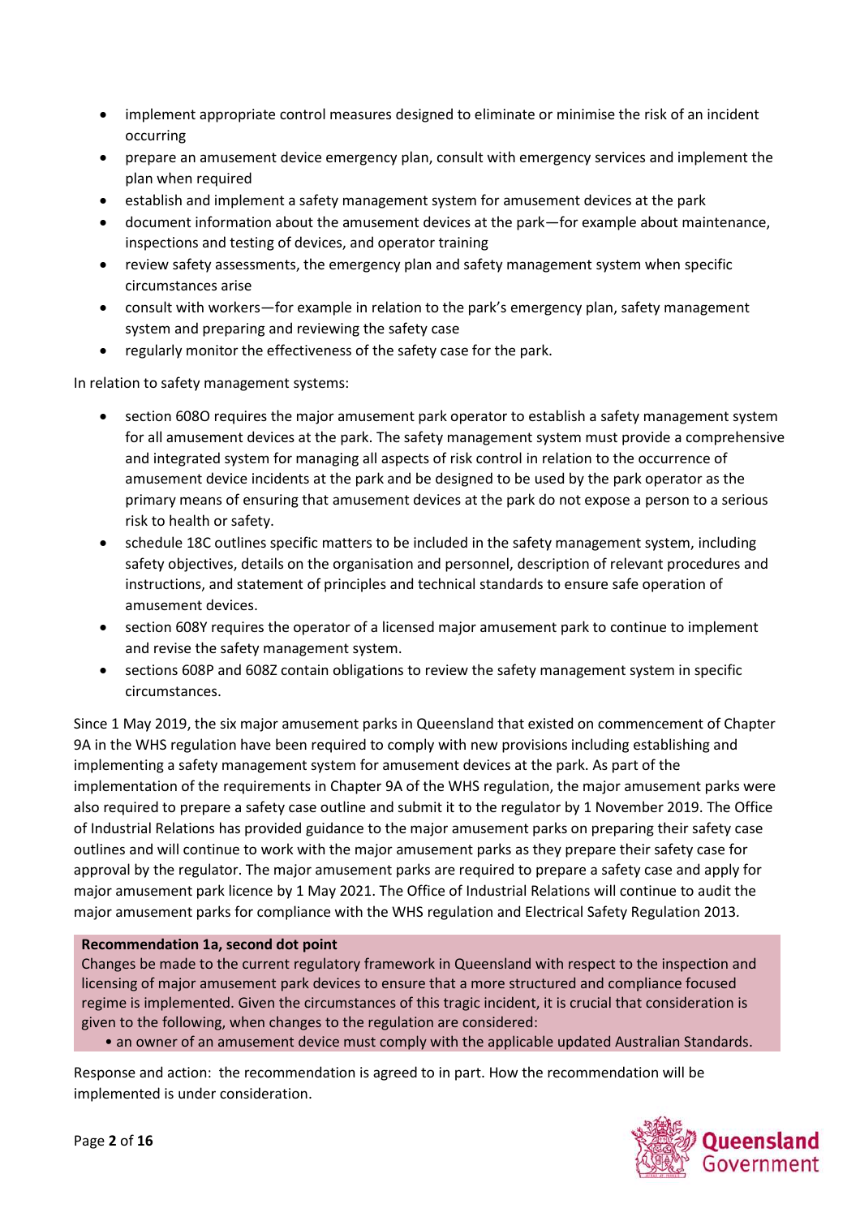- implement appropriate control measures designed to eliminate or minimise the risk of an incident occurring
- prepare an amusement device emergency plan, consult with emergency services and implement the plan when required
- establish and implement a safety management system for amusement devices at the park
- document information about the amusement devices at the park—for example about maintenance, inspections and testing of devices, and operator training
- review safety assessments, the emergency plan and safety management system when specific circumstances arise
- consult with workers—for example in relation to the park's emergency plan, safety management system and preparing and reviewing the safety case
- regularly monitor the effectiveness of the safety case for the park.

In relation to safety management systems:

- section 608O requires the major amusement park operator to establish a safety management system for all amusement devices at the park. The safety management system must provide a comprehensive and integrated system for managing all aspects of risk control in relation to the occurrence of amusement device incidents at the park and be designed to be used by the park operator as the primary means of ensuring that amusement devices at the park do not expose a person to a serious risk to health or safety.
- schedule 18C outlines specific matters to be included in the safety management system, including safety objectives, details on the organisation and personnel, description of relevant procedures and instructions, and statement of principles and technical standards to ensure safe operation of amusement devices.
- section 608Y requires the operator of a licensed major amusement park to continue to implement and revise the safety management system.
- sections 608P and 608Z contain obligations to review the safety management system in specific circumstances.

Since 1 May 2019, the six major amusement parks in Queensland that existed on commencement of Chapter 9A in the WHS regulation have been required to comply with new provisions including establishing and implementing a safety management system for amusement devices at the park. As part of the implementation of the requirements in Chapter 9A of the WHS regulation, the major amusement parks were also required to prepare a safety case outline and submit it to the regulator by 1 November 2019. The Office of Industrial Relations has provided guidance to the major amusement parks on preparing their safety case outlines and will continue to work with the major amusement parks as they prepare their safety case for approval by the regulator. The major amusement parks are required to prepare a safety case and apply for major amusement park licence by 1 May 2021. The Office of Industrial Relations will continue to audit the major amusement parks for compliance with the WHS regulation and Electrical Safety Regulation 2013.

**Recommendation 1a, second dot point**

Changes be made to the current regulatory framework in Queensland with respect to the inspection and licensing of major amusement park devices to ensure that a more structured and compliance focused regime is implemented. Given the circumstances of this tragic incident, it is crucial that consideration is given to the following, when changes to the regulation are considered:

- an owner of an amusement device must comply with the applicable updated Australian Standards.

Response and action: the recommendation is agreed to in part. How the recommendation will be implemented is under consideration.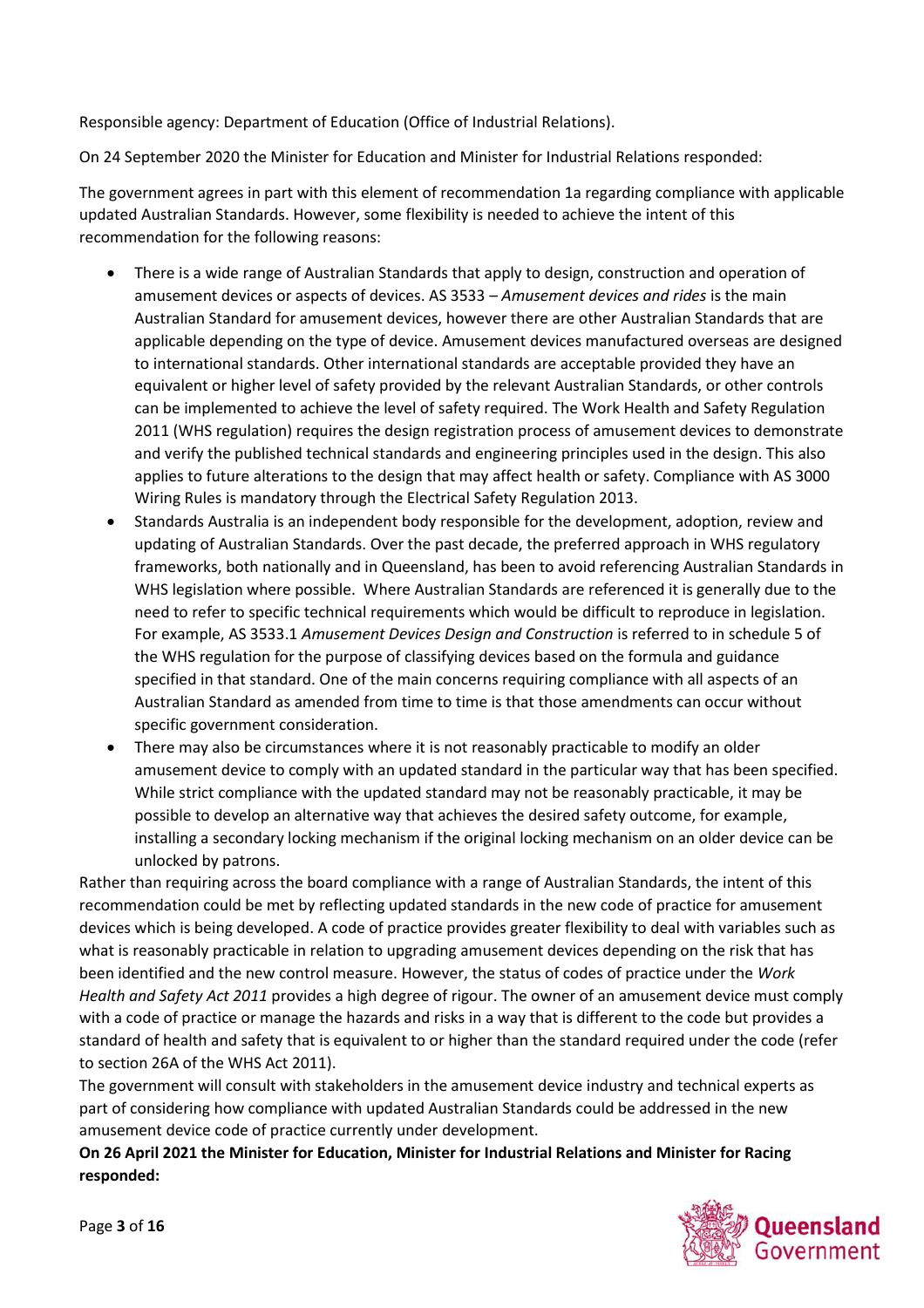Responsible agency: Department of Education (Office of Industrial Relations).

On 24 September 2020 the Minister for Education and Minister for Industrial Relations responded:

The government agrees in part with this element of recommendation 1a regarding compliance with applicable updated Australian Standards. However, some flexibility is needed to achieve the intent of this recommendation for the following reasons:

- There is a wide range of Australian Standards that apply to design, construction and operation of amusement devices or aspects of devices. AS 3533 – *Amusement devices and rides* is the main Australian Standard for amusement devices, however there are other Australian Standards that are applicable depending on the type of device. Amusement devices manufactured overseas are designed to international standards. Other international standards are acceptable provided they have an equivalent or higher level of safety provided by the relevant Australian Standards, or other controls can be implemented to achieve the level of safety required. The Work Health and Safety Regulation 2011 (WHS regulation) requires the design registration process of amusement devices to demonstrate and verify the published technical standards and engineering principles used in the design. This also applies to future alterations to the design that may affect health or safety. Compliance with AS 3000 Wiring Rules is mandatory through the Electrical Safety Regulation 2013.
- Standards Australia is an independent body responsible for the development, adoption, review and updating of Australian Standards. Over the past decade, the preferred approach in WHS regulatory frameworks, both nationally and in Queensland, has been to avoid referencing Australian Standards in WHS legislation where possible. Where Australian Standards are referenced it is generally due to the need to refer to specific technical requirements which would be difficult to reproduce in legislation. For example, AS 3533.1 *Amusement Devices Design and Construction* is referred to in schedule 5 of the WHS regulation for the purpose of classifying devices based on the formula and guidance specified in that standard. One of the main concerns requiring compliance with all aspects of an Australian Standard as amended from time to time is that those amendments can occur without specific government consideration.
- There may also be circumstances where it is not reasonably practicable to modify an older amusement device to comply with an updated standard in the particular way that has been specified. While strict compliance with the updated standard may not be reasonably practicable, it may be possible to develop an alternative way that achieves the desired safety outcome, for example, installing a secondary locking mechanism if the original locking mechanism on an older device can be unlocked by patrons.

Rather than requiring across the board compliance with a range of Australian Standards, the intent of this recommendation could be met by reflecting updated standards in the new code of practice for amusement devices which is being developed. A code of practice provides greater flexibility to deal with variables such as what is reasonably practicable in relation to upgrading amusement devices depending on the risk that has been identified and the new control measure. However, the status of codes of practice under the *Work Health and Safety Act 2011* provides a high degree of rigour. The owner of an amusement device must comply with a code of practice or manage the hazards and risks in a way that is different to the code but provides a standard of health and safety that is equivalent to or higher than the standard required under the code (refer to section 26A of the WHS Act 2011).

The government will consult with stakeholders in the amusement device industry and technical experts as part of considering how compliance with updated Australian Standards could be addressed in the new amusement device code of practice currently under development.

**On 26 April 2021 the Minister for Education, Minister for Industrial Relations and Minister for Racing responded:**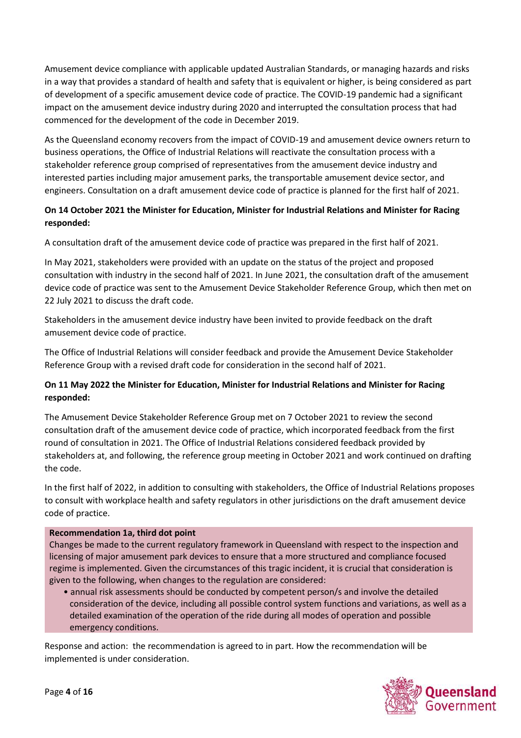Amusement device compliance with applicable updated Australian Standards, or managing hazards and risks in a way that provides a standard of health and safety that is equivalent or higher, is being considered as part of development of a specific amusement device code of practice. The COVID-19 pandemic had a significant impact on the amusement device industry during 2020 and interrupted the consultation process that had commenced for the development of the code in December 2019.

As the Queensland economy recovers from the impact of COVID-19 and amusement device owners return to business operations, the Office of Industrial Relations will reactivate the consultation process with a stakeholder reference group comprised of representatives from the amusement device industry and interested parties including major amusement parks, the transportable amusement device sector, and engineers. Consultation on a draft amusement device code of practice is planned for the first half of 2021.

**On 14 October 2021 the Minister for Education, Minister for Industrial Relations and Minister for Racing responded:**

A consultation draft of the amusement device code of practice was prepared in the first half of 2021.

In May 2021, stakeholders were provided with an update on the status of the project and proposed consultation with industry in the second half of 2021. In June 2021, the consultation draft of the amusement device code of practice was sent to the Amusement Device Stakeholder Reference Group, which then met on 22 July 2021 to discuss the draft code.

Stakeholders in the amusement device industry have been invited to provide feedback on the draft amusement device code of practice.

The Office of Industrial Relations will consider feedback and provide the Amusement Device Stakeholder Reference Group with a revised draft code for consideration in the second half of 2021.

**On 11 May 2022 the Minister for Education, Minister for Industrial Relations and Minister for Racing responded:**

The Amusement Device Stakeholder Reference Group met on 7 October 2021 to review the second consultation draft of the amusement device code of practice, which incorporated feedback from the first round of consultation in 2021. The Office of Industrial Relations considered feedback provided by stakeholders at, and following, the reference group meeting in October 2021 and work continued on drafting the code.

In the first half of 2022, in addition to consulting with stakeholders, the Office of Industrial Relations proposes to consult with workplace health and safety regulators in other jurisdictions on the draft amusement device code of practice.

**Recommendation 1a, third dot point**

Changes be made to the current regulatory framework in Queensland with respect to the inspection and licensing of major amusement park devices to ensure that a more structured and compliance focused regime is implemented. Given the circumstances of this tragic incident, it is crucial that consideration is given to the following, when changes to the regulation are considered:

- annual risk assessments should be conducted by competent person/s and involve the detailed consideration of the device, including all possible control system functions and variations, as well as a detailed examination of the operation of the ride during all modes of operation and possible emergency conditions.

Response and action: the recommendation is agreed to in part. How the recommendation will be implemented is under consideration.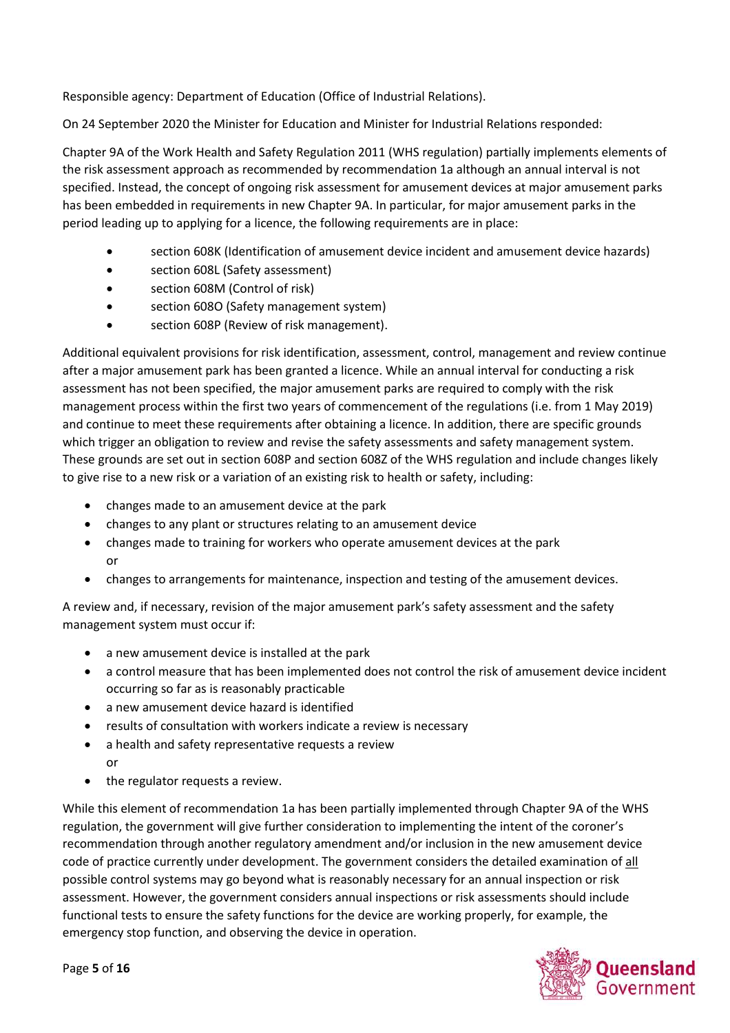Responsible agency: Department of Education (Office of Industrial Relations).

On 24 September 2020 the Minister for Education and Minister for Industrial Relations responded:

Chapter 9A of the Work Health and Safety Regulation 2011 (WHS regulation) partially implements elements of the risk assessment approach as recommended by recommendation 1a although an annual interval is not specified. Instead, the concept of ongoing risk assessment for amusement devices at major amusement parks has been embedded in requirements in new Chapter 9A. In particular, for major amusement parks in the period leading up to applying for a licence, the following requirements are in place:

- section 608K (Identification of amusement device incident and amusement device hazards)
- section 608L (Safety assessment)
- section 608M (Control of risk)
- section 608O (Safety management system)
- section 608P (Review of risk management).

Additional equivalent provisions for risk identification, assessment, control, management and review continue after a major amusement park has been granted a licence. While an annual interval for conducting a risk assessment has not been specified, the major amusement parks are required to comply with the risk management process within the first two years of commencement of the regulations (i.e. from 1 May 2019) and continue to meet these requirements after obtaining a licence. In addition, there are specific grounds which trigger an obligation to review and revise the safety assessments and safety management system. These grounds are set out in section 608P and section 608Z of the WHS regulation and include changes likely to give rise to a new risk or a variation of an existing risk to health or safety, including:

- changes made to an amusement device at the park
- changes to any plant or structures relating to an amusement device
- changes made to training for workers who operate amusement devices at the park or
- changes to arrangements for maintenance, inspection and testing of the amusement devices.

A review and, if necessary, revision of the major amusement park's safety assessment and the safety management system must occur if:

- a new amusement device is installed at the park
- a control measure that has been implemented does not control the risk of amusement device incident occurring so far as is reasonably practicable
- a new amusement device hazard is identified
- results of consultation with workers indicate a review is necessary
- a health and safety representative requests a review or
- the regulator requests a review.

While this element of recommendation 1a has been partially implemented through Chapter 9A of the WHS regulation, the government will give further consideration to implementing the intent of the coroner's recommendation through another regulatory amendment and/or inclusion in the new amusement device code of practice currently under development. The government considers the detailed examination of <u>all</u> possible control systems may go beyond what is reasonably necessary for an annual inspection or risk assessment. However, the government considers annual inspections or risk assessments should include functional tests to ensure the safety functions for the device are working properly, for example, the emergency stop function, and observing the device in operation.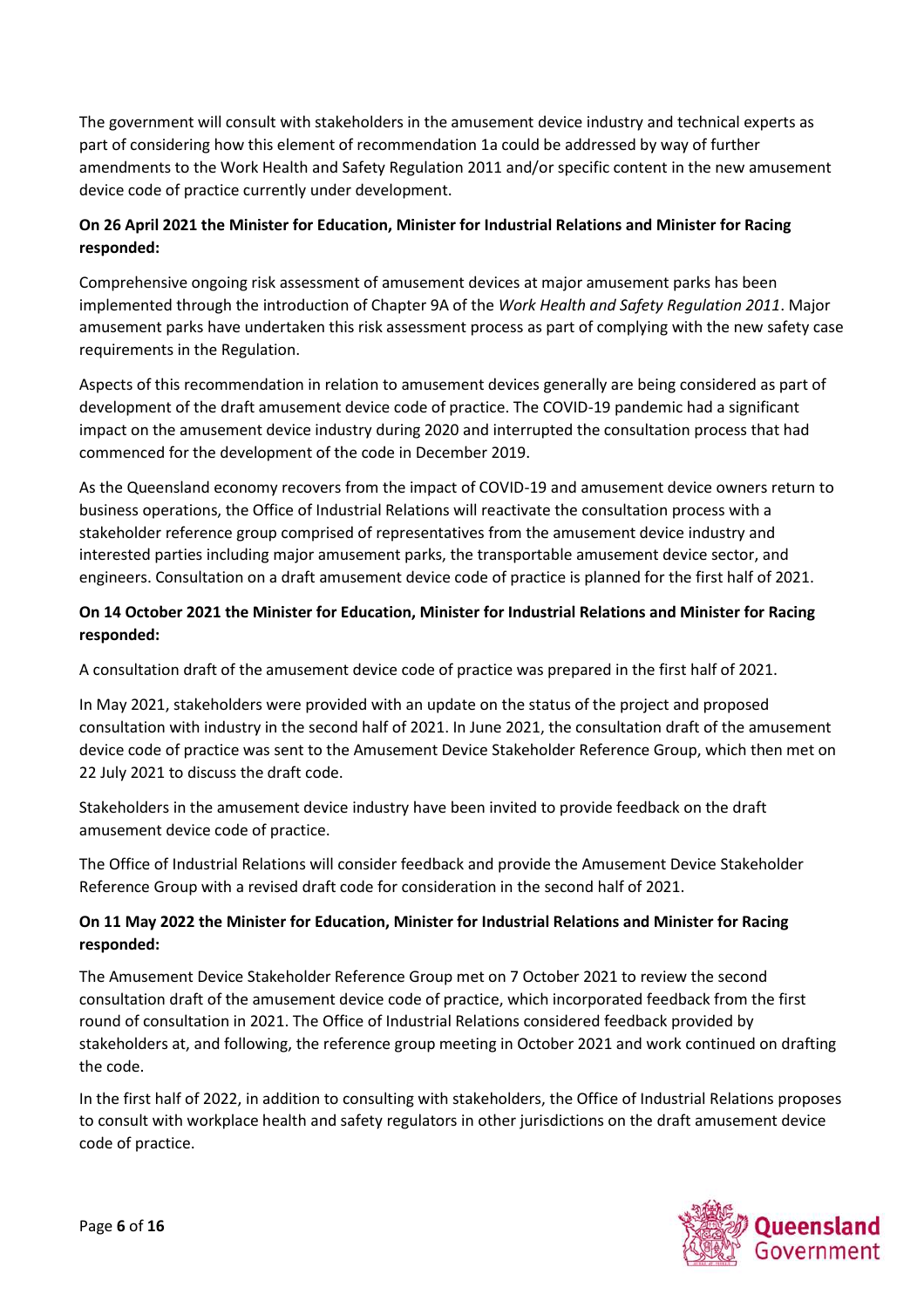The government will consult with stakeholders in the amusement device industry and technical experts as part of considering how this element of recommendation 1a could be addressed by way of further amendments to the Work Health and Safety Regulation 2011 and/or specific content in the new amusement device code of practice currently under development.

**On 26 April 2021 the Minister for Education, Minister for Industrial Relations and Minister for Racing responded:**

Comprehensive ongoing risk assessment of amusement devices at major amusement parks has been implemented through the introduction of Chapter 9A of the *Work Health and Safety Regulation 2011*. Major amusement parks have undertaken this risk assessment process as part of complying with the new safety case requirements in the Regulation.

Aspects of this recommendation in relation to amusement devices generally are being considered as part of development of the draft amusement device code of practice. The COVID-19 pandemic had a significant impact on the amusement device industry during 2020 and interrupted the consultation process that had commenced for the development of the code in December 2019.

As the Queensland economy recovers from the impact of COVID-19 and amusement device owners return to business operations, the Office of Industrial Relations will reactivate the consultation process with a stakeholder reference group comprised of representatives from the amusement device industry and interested parties including major amusement parks, the transportable amusement device sector, and engineers. Consultation on a draft amusement device code of practice is planned for the first half of 2021.

**On 14 October 2021 the Minister for Education, Minister for Industrial Relations and Minister for Racing responded:**

A consultation draft of the amusement device code of practice was prepared in the first half of 2021.

In May 2021, stakeholders were provided with an update on the status of the project and proposed consultation with industry in the second half of 2021. In June 2021, the consultation draft of the amusement device code of practice was sent to the Amusement Device Stakeholder Reference Group, which then met on 22 July 2021 to discuss the draft code.

Stakeholders in the amusement device industry have been invited to provide feedback on the draft amusement device code of practice.

The Office of Industrial Relations will consider feedback and provide the Amusement Device Stakeholder Reference Group with a revised draft code for consideration in the second half of 2021.

**On 11 May 2022 the Minister for Education, Minister for Industrial Relations and Minister for Racing responded:**

The Amusement Device Stakeholder Reference Group met on 7 October 2021 to review the second consultation draft of the amusement device code of practice, which incorporated feedback from the first round of consultation in 2021. The Office of Industrial Relations considered feedback provided by stakeholders at, and following, the reference group meeting in October 2021 and work continued on drafting the code.

In the first half of 2022, in addition to consulting with stakeholders, the Office of Industrial Relations proposes to consult with workplace health and safety regulators in other jurisdictions on the draft amusement device code of practice.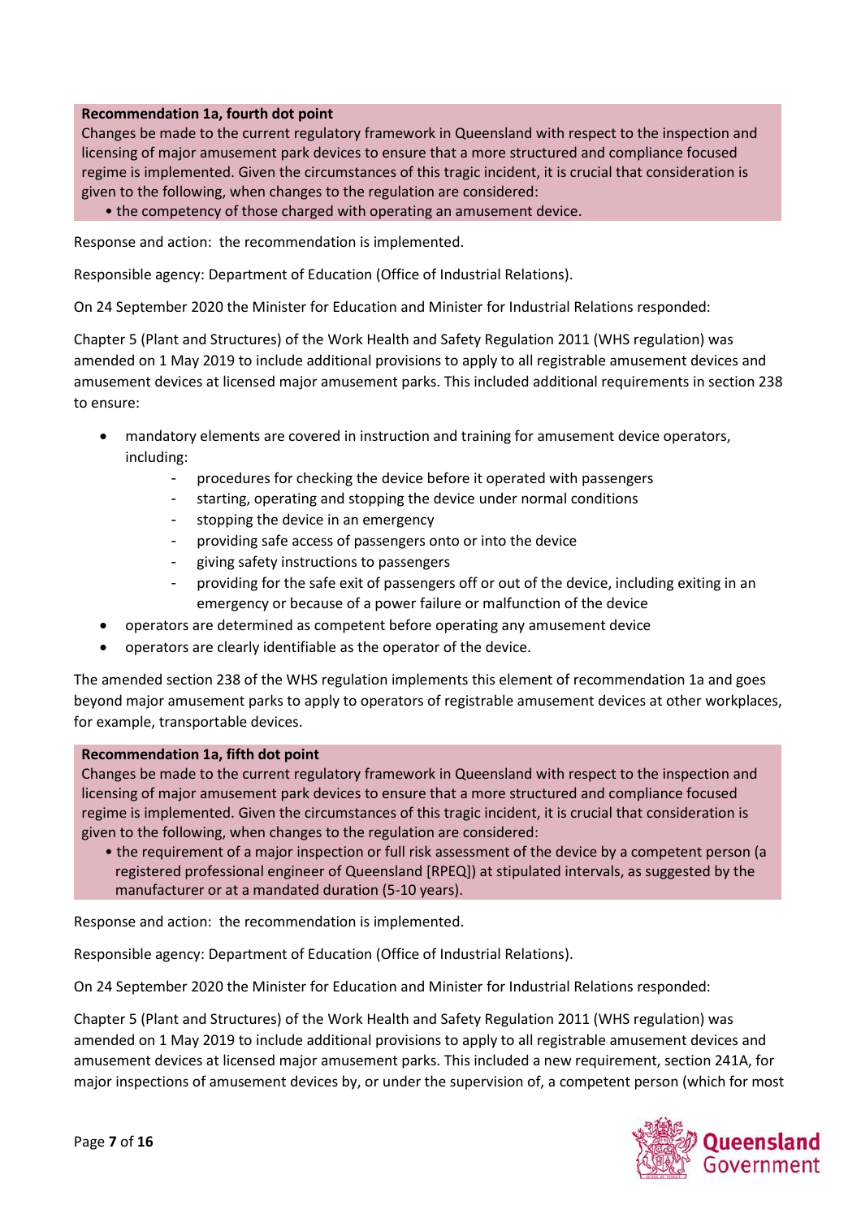**Recommendation 1a, fourth dot point**

Changes be made to the current regulatory framework in Queensland with respect to the inspection and licensing of major amusement park devices to ensure that a more structured and compliance focused regime is implemented. Given the circumstances of this tragic incident, it is crucial that consideration is given to the following, when changes to the regulation are considered:

- the competency of those charged with operating an amusement device.

Response and action: the recommendation is implemented.

Responsible agency: Department of Education (Office of Industrial Relations).

On 24 September 2020 the Minister for Education and Minister for Industrial Relations responded:

Chapter 5 (Plant and Structures) of the Work Health and Safety Regulation 2011 (WHS regulation) was amended on 1 May 2019 to include additional provisions to apply to all registrable amusement devices and amusement devices at licensed major amusement parks. This included additional requirements in section 238 to ensure:

- mandatory elements are covered in instruction and training for amusement device operators, including:
  - procedures for checking the device before it operated with passengers
  - starting, operating and stopping the device under normal conditions
  - stopping the device in an emergency
  - providing safe access of passengers onto or into the device
  - giving safety instructions to passengers
  - providing for the safe exit of passengers off or out of the device, including exiting in an emergency or because of a power failure or malfunction of the device
- operators are determined as competent before operating any amusement device
- operators are clearly identifiable as the operator of the device.

The amended section 238 of the WHS regulation implements this element of recommendation 1a and goes beyond major amusement parks to apply to operators of registrable amusement devices at other workplaces, for example, transportable devices.

**Recommendation 1a, fifth dot point**

Changes be made to the current regulatory framework in Queensland with respect to the inspection and licensing of major amusement park devices to ensure that a more structured and compliance focused regime is implemented. Given the circumstances of this tragic incident, it is crucial that consideration is given to the following, when changes to the regulation are considered:

- the requirement of a major inspection or full risk assessment of the device by a competent person (a registered professional engineer of Queensland [RPEQ]) at stipulated intervals, as suggested by the manufacturer or at a mandated duration (5-10 years).

Response and action: the recommendation is implemented.

Responsible agency: Department of Education (Office of Industrial Relations).

On 24 September 2020 the Minister for Education and Minister for Industrial Relations responded:

Chapter 5 (Plant and Structures) of the Work Health and Safety Regulation 2011 (WHS regulation) was amended on 1 May 2019 to include additional provisions to apply to all registrable amusement devices and amusement devices at licensed major amusement parks. This included a new requirement, section 241A, for major inspections of amusement devices by, or under the supervision of, a competent person (which for most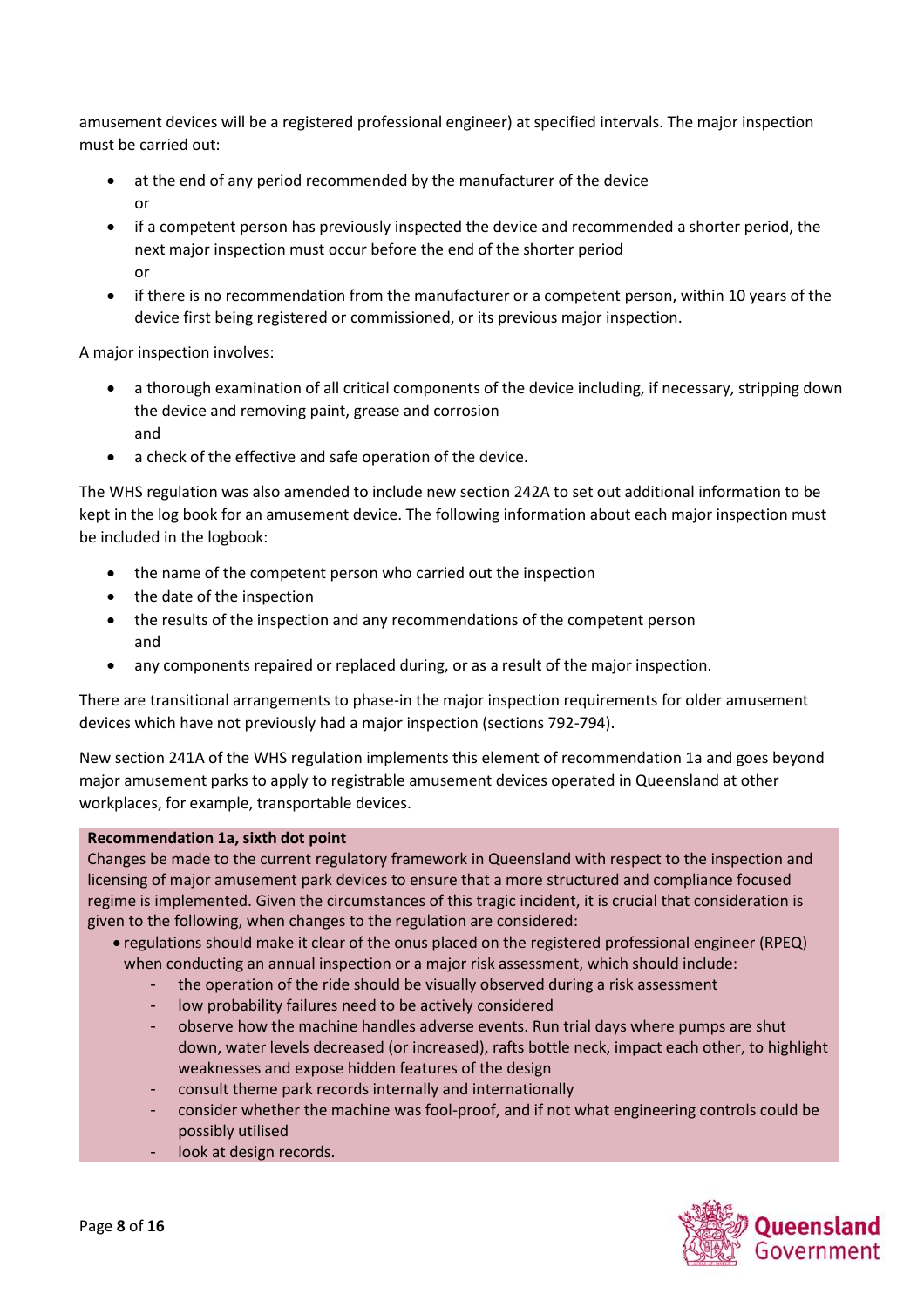amusement devices will be a registered professional engineer) at specified intervals. The major inspection must be carried out:

- at the end of any period recommended by the manufacturer of the device
  or
- if a competent person has previously inspected the device and recommended a shorter period, the next major inspection must occur before the end of the shorter period
  or
- if there is no recommendation from the manufacturer or a competent person, within 10 years of the device first being registered or commissioned, or its previous major inspection.

A major inspection involves:

- a thorough examination of all critical components of the device including, if necessary, stripping down the device and removing paint, grease and corrosion
  and
- a check of the effective and safe operation of the device.

The WHS regulation was also amended to include new section 242A to set out additional information to be kept in the log book for an amusement device. The following information about each major inspection must be included in the logbook:

- the name of the competent person who carried out the inspection
- the date of the inspection
- the results of the inspection and any recommendations of the competent person
  and
- any components repaired or replaced during, or as a result of the major inspection.

There are transitional arrangements to phase-in the major inspection requirements for older amusement devices which have not previously had a major inspection (sections 792-794).

New section 241A of the WHS regulation implements this element of recommendation 1a and goes beyond major amusement parks to apply to registrable amusement devices operated in Queensland at other workplaces, for example, transportable devices.

**Recommendation 1a, sixth dot point**

Changes be made to the current regulatory framework in Queensland with respect to the inspection and licensing of major amusement park devices to ensure that a more structured and compliance focused regime is implemented. Given the circumstances of this tragic incident, it is crucial that consideration is given to the following, when changes to the regulation are considered:

- regulations should make it clear of the onus placed on the registered professional engineer (RPEQ) when conducting an annual inspection or a major risk assessment, which should include:
  - the operation of the ride should be visually observed during a risk assessment
  - low probability failures need to be actively considered
  - observe how the machine handles adverse events. Run trial days where pumps are shut down, water levels decreased (or increased), rafts bottle neck, impact each other, to highlight weaknesses and expose hidden features of the design
  - consult theme park records internally and internationally
  - consider whether the machine was fool-proof, and if not what engineering controls could be possibly utilised
  - look at design records.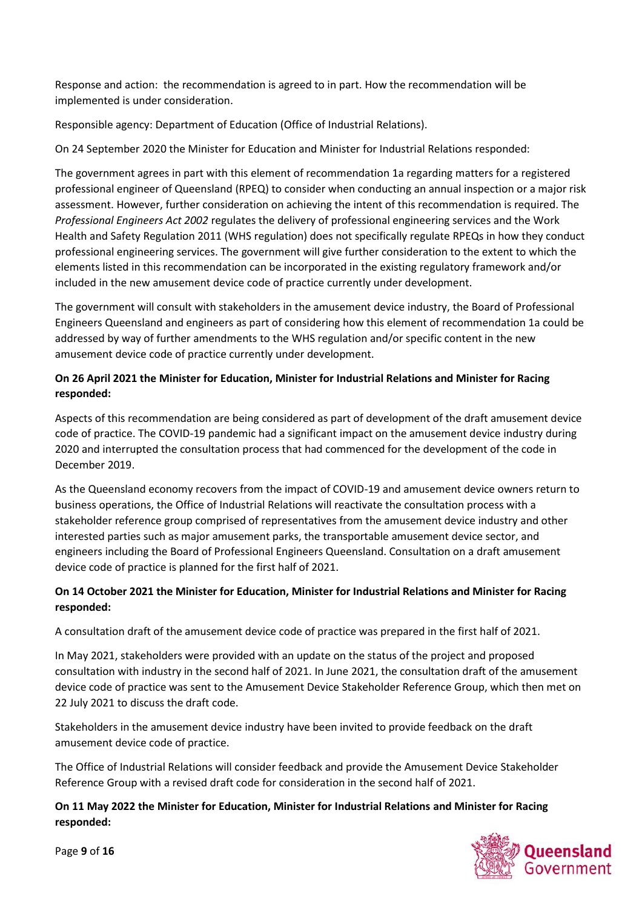Response and action: the recommendation is agreed to in part. How the recommendation will be implemented is under consideration.

Responsible agency: Department of Education (Office of Industrial Relations).

On 24 September 2020 the Minister for Education and Minister for Industrial Relations responded:

The government agrees in part with this element of recommendation 1a regarding matters for a registered professional engineer of Queensland (RPEQ) to consider when conducting an annual inspection or a major risk assessment. However, further consideration on achieving the intent of this recommendation is required. The *Professional Engineers Act 2002* regulates the delivery of professional engineering services and the Work Health and Safety Regulation 2011 (WHS regulation) does not specifically regulate RPEQs in how they conduct professional engineering services. The government will give further consideration to the extent to which the elements listed in this recommendation can be incorporated in the existing regulatory framework and/or included in the new amusement device code of practice currently under development.

The government will consult with stakeholders in the amusement device industry, the Board of Professional Engineers Queensland and engineers as part of considering how this element of recommendation 1a could be addressed by way of further amendments to the WHS regulation and/or specific content in the new amusement device code of practice currently under development.

**On 26 April 2021 the Minister for Education, Minister for Industrial Relations and Minister for Racing responded:**

Aspects of this recommendation are being considered as part of development of the draft amusement device code of practice. The COVID-19 pandemic had a significant impact on the amusement device industry during 2020 and interrupted the consultation process that had commenced for the development of the code in December 2019.

As the Queensland economy recovers from the impact of COVID-19 and amusement device owners return to business operations, the Office of Industrial Relations will reactivate the consultation process with a stakeholder reference group comprised of representatives from the amusement device industry and other interested parties such as major amusement parks, the transportable amusement device sector, and engineers including the Board of Professional Engineers Queensland. Consultation on a draft amusement device code of practice is planned for the first half of 2021.

**On 14 October 2021 the Minister for Education, Minister for Industrial Relations and Minister for Racing responded:**

A consultation draft of the amusement device code of practice was prepared in the first half of 2021.

In May 2021, stakeholders were provided with an update on the status of the project and proposed consultation with industry in the second half of 2021. In June 2021, the consultation draft of the amusement device code of practice was sent to the Amusement Device Stakeholder Reference Group, which then met on 22 July 2021 to discuss the draft code.

Stakeholders in the amusement device industry have been invited to provide feedback on the draft amusement device code of practice.

The Office of Industrial Relations will consider feedback and provide the Amusement Device Stakeholder Reference Group with a revised draft code for consideration in the second half of 2021.

**On 11 May 2022 the Minister for Education, Minister for Industrial Relations and Minister for Racing responded:**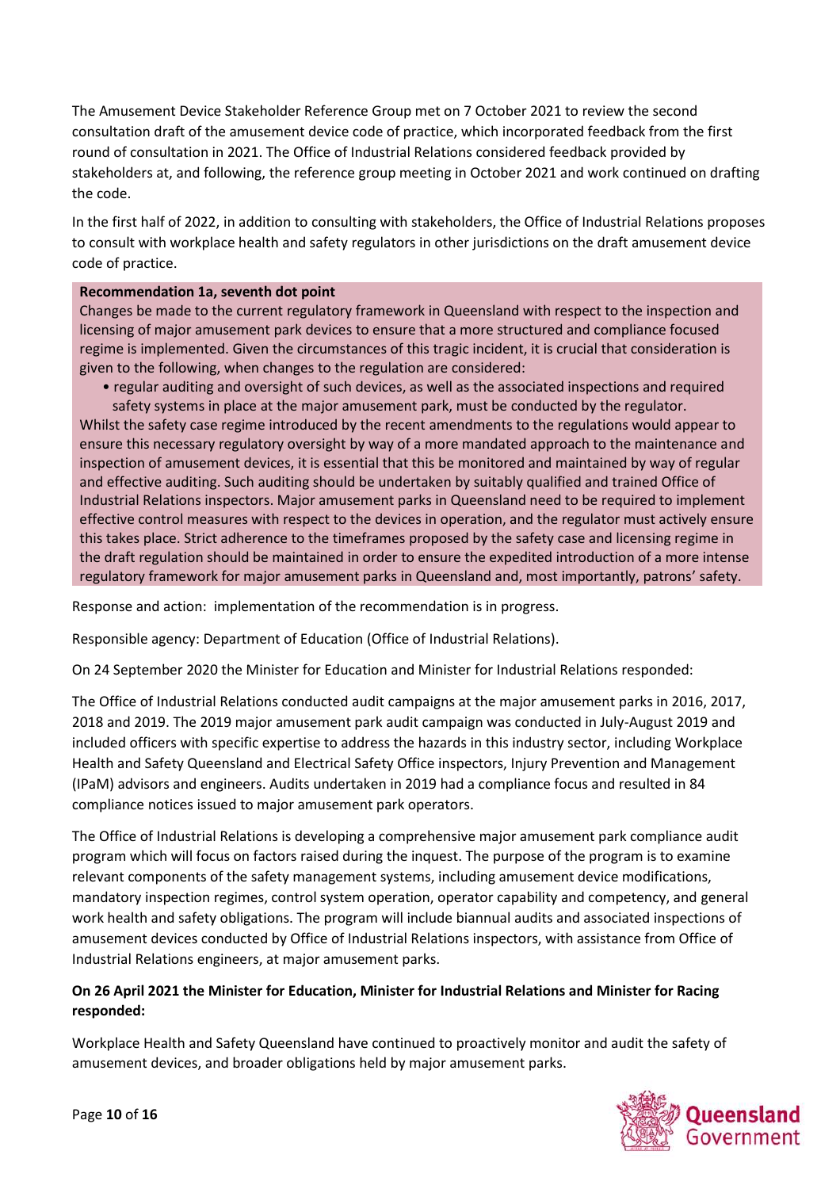The Amusement Device Stakeholder Reference Group met on 7 October 2021 to review the second consultation draft of the amusement device code of practice, which incorporated feedback from the first round of consultation in 2021. The Office of Industrial Relations considered feedback provided by stakeholders at, and following, the reference group meeting in October 2021 and work continued on drafting the code.

In the first half of 2022, in addition to consulting with stakeholders, the Office of Industrial Relations proposes to consult with workplace health and safety regulators in other jurisdictions on the draft amusement device code of practice.

**Recommendation 1a, seventh dot point**

Changes be made to the current regulatory framework in Queensland with respect to the inspection and licensing of major amusement park devices to ensure that a more structured and compliance focused regime is implemented. Given the circumstances of this tragic incident, it is crucial that consideration is given to the following, when changes to the regulation are considered:

- regular auditing and oversight of such devices, as well as the associated inspections and required safety systems in place at the major amusement park, must be conducted by the regulator.

Whilst the safety case regime introduced by the recent amendments to the regulations would appear to ensure this necessary regulatory oversight by way of a more mandated approach to the maintenance and inspection of amusement devices, it is essential that this be monitored and maintained by way of regular and effective auditing. Such auditing should be undertaken by suitably qualified and trained Office of Industrial Relations inspectors. Major amusement parks in Queensland need to be required to implement effective control measures with respect to the devices in operation, and the regulator must actively ensure this takes place. Strict adherence to the timeframes proposed by the safety case and licensing regime in the draft regulation should be maintained in order to ensure the expedited introduction of a more intense regulatory framework for major amusement parks in Queensland and, most importantly, patrons' safety.

Response and action: implementation of the recommendation is in progress.

Responsible agency: Department of Education (Office of Industrial Relations).

On 24 September 2020 the Minister for Education and Minister for Industrial Relations responded:

The Office of Industrial Relations conducted audit campaigns at the major amusement parks in 2016, 2017, 2018 and 2019. The 2019 major amusement park audit campaign was conducted in July-August 2019 and included officers with specific expertise to address the hazards in this industry sector, including Workplace Health and Safety Queensland and Electrical Safety Office inspectors, Injury Prevention and Management (IPaM) advisors and engineers. Audits undertaken in 2019 had a compliance focus and resulted in 84 compliance notices issued to major amusement park operators.

The Office of Industrial Relations is developing a comprehensive major amusement park compliance audit program which will focus on factors raised during the inquest. The purpose of the program is to examine relevant components of the safety management systems, including amusement device modifications, mandatory inspection regimes, control system operation, operator capability and competency, and general work health and safety obligations. The program will include biannual audits and associated inspections of amusement devices conducted by Office of Industrial Relations inspectors, with assistance from Office of Industrial Relations engineers, at major amusement parks.

**On 26 April 2021 the Minister for Education, Minister for Industrial Relations and Minister for Racing responded:**

Workplace Health and Safety Queensland have continued to proactively monitor and audit the safety of amusement devices, and broader obligations held by major amusement parks.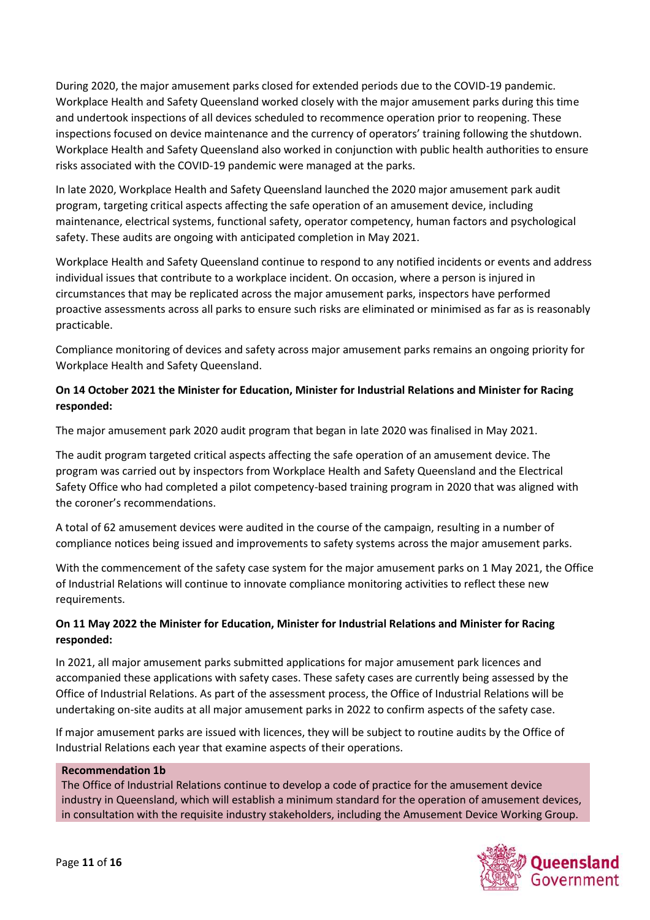During 2020, the major amusement parks closed for extended periods due to the COVID-19 pandemic. Workplace Health and Safety Queensland worked closely with the major amusement parks during this time and undertook inspections of all devices scheduled to recommence operation prior to reopening. These inspections focused on device maintenance and the currency of operators' training following the shutdown. Workplace Health and Safety Queensland also worked in conjunction with public health authorities to ensure risks associated with the COVID-19 pandemic were managed at the parks.

In late 2020, Workplace Health and Safety Queensland launched the 2020 major amusement park audit program, targeting critical aspects affecting the safe operation of an amusement device, including maintenance, electrical systems, functional safety, operator competency, human factors and psychological safety. These audits are ongoing with anticipated completion in May 2021.

Workplace Health and Safety Queensland continue to respond to any notified incidents or events and address individual issues that contribute to a workplace incident. On occasion, where a person is injured in circumstances that may be replicated across the major amusement parks, inspectors have performed proactive assessments across all parks to ensure such risks are eliminated or minimised as far as is reasonably practicable.

Compliance monitoring of devices and safety across major amusement parks remains an ongoing priority for Workplace Health and Safety Queensland.

**On 14 October 2021 the Minister for Education, Minister for Industrial Relations and Minister for Racing responded:**

The major amusement park 2020 audit program that began in late 2020 was finalised in May 2021.

The audit program targeted critical aspects affecting the safe operation of an amusement device. The program was carried out by inspectors from Workplace Health and Safety Queensland and the Electrical Safety Office who had completed a pilot competency-based training program in 2020 that was aligned with the coroner's recommendations.

A total of 62 amusement devices were audited in the course of the campaign, resulting in a number of compliance notices being issued and improvements to safety systems across the major amusement parks.

With the commencement of the safety case system for the major amusement parks on 1 May 2021, the Office of Industrial Relations will continue to innovate compliance monitoring activities to reflect these new requirements.

**On 11 May 2022 the Minister for Education, Minister for Industrial Relations and Minister for Racing responded:**

In 2021, all major amusement parks submitted applications for major amusement park licences and accompanied these applications with safety cases. These safety cases are currently being assessed by the Office of Industrial Relations. As part of the assessment process, the Office of Industrial Relations will be undertaking on-site audits at all major amusement parks in 2022 to confirm aspects of the safety case.

If major amusement parks are issued with licences, they will be subject to routine audits by the Office of Industrial Relations each year that examine aspects of their operations.

**Recommendation 1b**

The Office of Industrial Relations continue to develop a code of practice for the amusement device industry in Queensland, which will establish a minimum standard for the operation of amusement devices, in consultation with the requisite industry stakeholders, including the Amusement Device Working Group.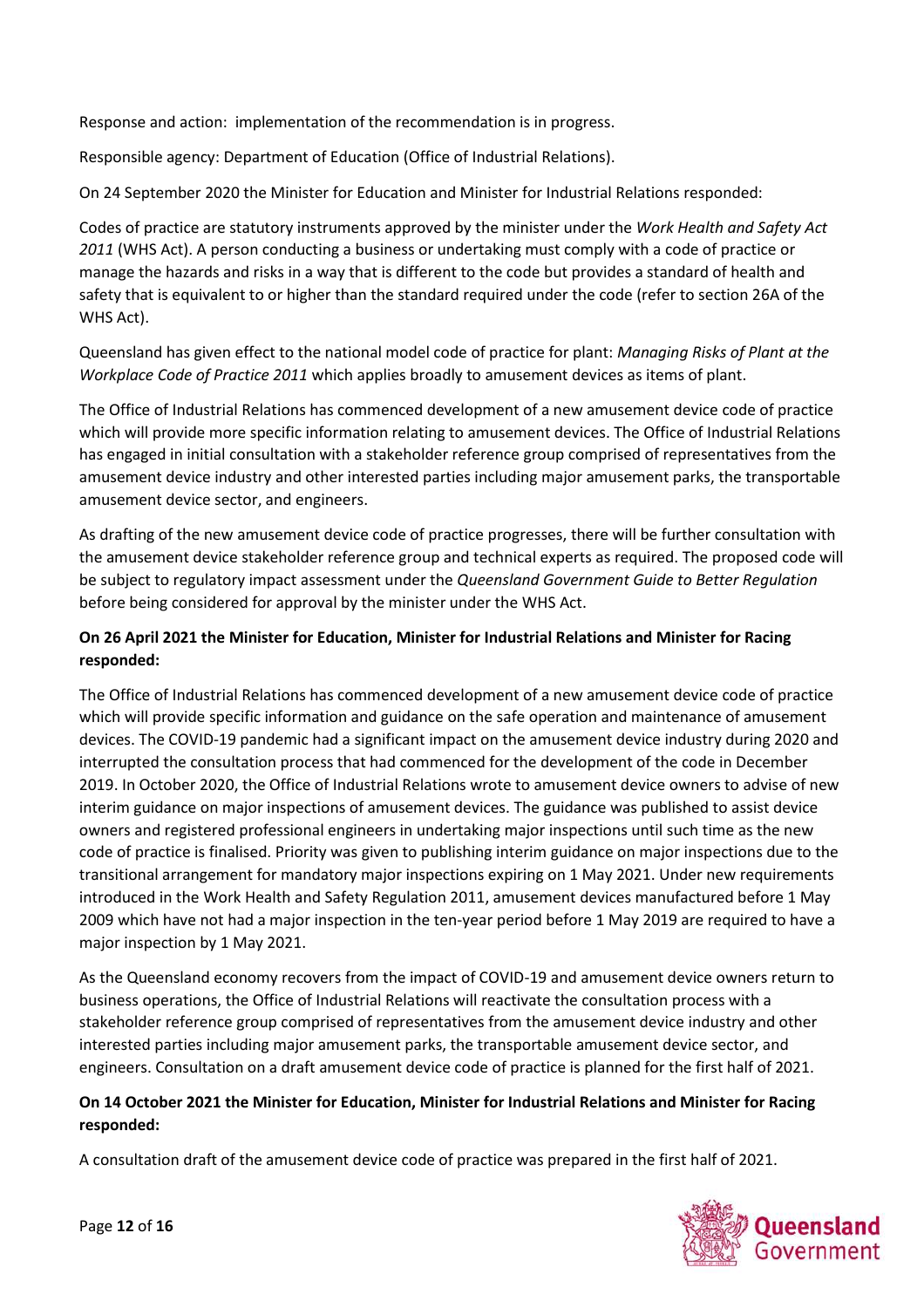Response and action: implementation of the recommendation is in progress.

Responsible agency: Department of Education (Office of Industrial Relations).

On 24 September 2020 the Minister for Education and Minister for Industrial Relations responded:

Codes of practice are statutory instruments approved by the minister under the *Work Health and Safety Act 2011* (WHS Act). A person conducting a business or undertaking must comply with a code of practice or manage the hazards and risks in a way that is different to the code but provides a standard of health and safety that is equivalent to or higher than the standard required under the code (refer to section 26A of the WHS Act).

Queensland has given effect to the national model code of practice for plant: *Managing Risks of Plant at the Workplace Code of Practice 2011* which applies broadly to amusement devices as items of plant.

The Office of Industrial Relations has commenced development of a new amusement device code of practice which will provide more specific information relating to amusement devices. The Office of Industrial Relations has engaged in initial consultation with a stakeholder reference group comprised of representatives from the amusement device industry and other interested parties including major amusement parks, the transportable amusement device sector, and engineers.

As drafting of the new amusement device code of practice progresses, there will be further consultation with the amusement device stakeholder reference group and technical experts as required. The proposed code will be subject to regulatory impact assessment under the *Queensland Government Guide to Better Regulation* before being considered for approval by the minister under the WHS Act.

**On 26 April 2021 the Minister for Education, Minister for Industrial Relations and Minister for Racing responded:**

The Office of Industrial Relations has commenced development of a new amusement device code of practice which will provide specific information and guidance on the safe operation and maintenance of amusement devices. The COVID-19 pandemic had a significant impact on the amusement device industry during 2020 and interrupted the consultation process that had commenced for the development of the code in December 2019. In October 2020, the Office of Industrial Relations wrote to amusement device owners to advise of new interim guidance on major inspections of amusement devices. The guidance was published to assist device owners and registered professional engineers in undertaking major inspections until such time as the new code of practice is finalised. Priority was given to publishing interim guidance on major inspections due to the transitional arrangement for mandatory major inspections expiring on 1 May 2021. Under new requirements introduced in the Work Health and Safety Regulation 2011, amusement devices manufactured before 1 May 2009 which have not had a major inspection in the ten-year period before 1 May 2019 are required to have a major inspection by 1 May 2021.

As the Queensland economy recovers from the impact of COVID-19 and amusement device owners return to business operations, the Office of Industrial Relations will reactivate the consultation process with a stakeholder reference group comprised of representatives from the amusement device industry and other interested parties including major amusement parks, the transportable amusement device sector, and engineers. Consultation on a draft amusement device code of practice is planned for the first half of 2021.

**On 14 October 2021 the Minister for Education, Minister for Industrial Relations and Minister for Racing responded:**

A consultation draft of the amusement device code of practice was prepared in the first half of 2021.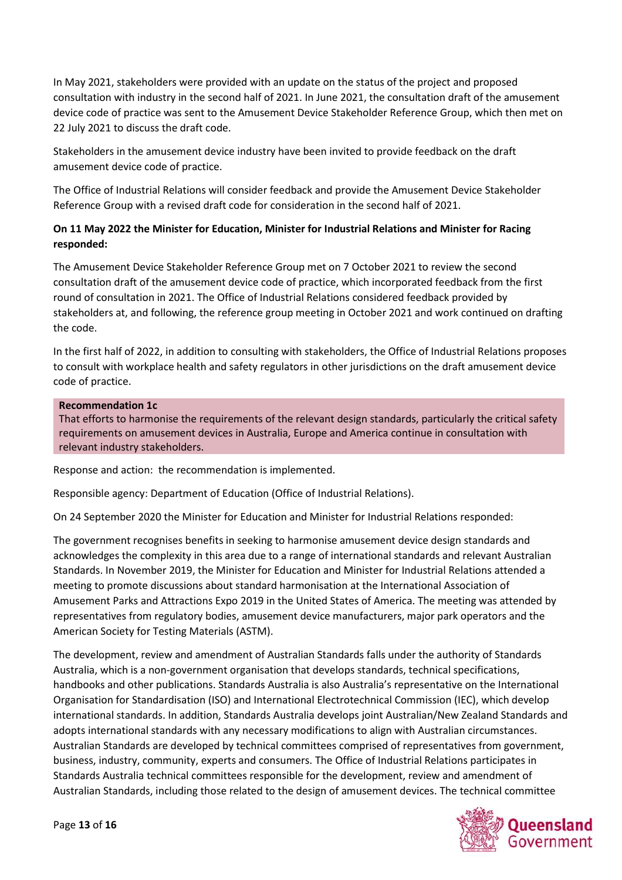In May 2021, stakeholders were provided with an update on the status of the project and proposed consultation with industry in the second half of 2021. In June 2021, the consultation draft of the amusement device code of practice was sent to the Amusement Device Stakeholder Reference Group, which then met on 22 July 2021 to discuss the draft code.

Stakeholders in the amusement device industry have been invited to provide feedback on the draft amusement device code of practice.

The Office of Industrial Relations will consider feedback and provide the Amusement Device Stakeholder Reference Group with a revised draft code for consideration in the second half of 2021.

**On 11 May 2022 the Minister for Education, Minister for Industrial Relations and Minister for Racing responded:**

The Amusement Device Stakeholder Reference Group met on 7 October 2021 to review the second consultation draft of the amusement device code of practice, which incorporated feedback from the first round of consultation in 2021. The Office of Industrial Relations considered feedback provided by stakeholders at, and following, the reference group meeting in October 2021 and work continued on drafting the code.

In the first half of 2022, in addition to consulting with stakeholders, the Office of Industrial Relations proposes to consult with workplace health and safety regulators in other jurisdictions on the draft amusement device code of practice.

**Recommendation 1c**

That efforts to harmonise the requirements of the relevant design standards, particularly the critical safety requirements on amusement devices in Australia, Europe and America continue in consultation with relevant industry stakeholders.

Response and action: the recommendation is implemented.

Responsible agency: Department of Education (Office of Industrial Relations).

On 24 September 2020 the Minister for Education and Minister for Industrial Relations responded:

The government recognises benefits in seeking to harmonise amusement device design standards and acknowledges the complexity in this area due to a range of international standards and relevant Australian Standards. In November 2019, the Minister for Education and Minister for Industrial Relations attended a meeting to promote discussions about standard harmonisation at the International Association of Amusement Parks and Attractions Expo 2019 in the United States of America. The meeting was attended by representatives from regulatory bodies, amusement device manufacturers, major park operators and the American Society for Testing Materials (ASTM).

The development, review and amendment of Australian Standards falls under the authority of Standards Australia, which is a non-government organisation that develops standards, technical specifications, handbooks and other publications. Standards Australia is also Australia's representative on the International Organisation for Standardisation (ISO) and International Electrotechnical Commission (IEC), which develop international standards. In addition, Standards Australia develops joint Australian/New Zealand Standards and adopts international standards with any necessary modifications to align with Australian circumstances. Australian Standards are developed by technical committees comprised of representatives from government, business, industry, community, experts and consumers. The Office of Industrial Relations participates in Standards Australia technical committees responsible for the development, review and amendment of Australian Standards, including those related to the design of amusement devices. The technical committee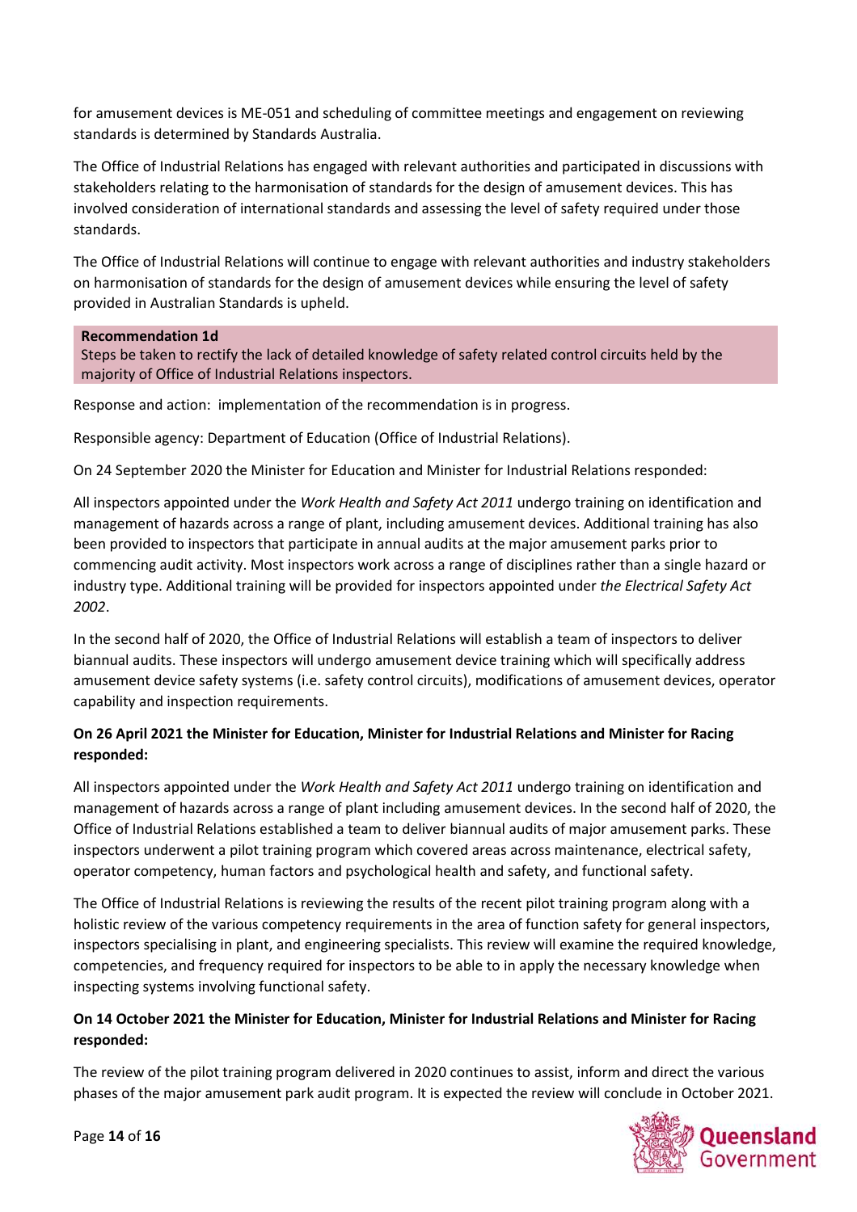for amusement devices is ME-051 and scheduling of committee meetings and engagement on reviewing standards is determined by Standards Australia.

The Office of Industrial Relations has engaged with relevant authorities and participated in discussions with stakeholders relating to the harmonisation of standards for the design of amusement devices. This has involved consideration of international standards and assessing the level of safety required under those standards.

The Office of Industrial Relations will continue to engage with relevant authorities and industry stakeholders on harmonisation of standards for the design of amusement devices while ensuring the level of safety provided in Australian Standards is upheld.

**Recommendation 1d**

Steps be taken to rectify the lack of detailed knowledge of safety related control circuits held by the majority of Office of Industrial Relations inspectors.

Response and action: implementation of the recommendation is in progress.

Responsible agency: Department of Education (Office of Industrial Relations).

On 24 September 2020 the Minister for Education and Minister for Industrial Relations responded:

All inspectors appointed under the *Work Health and Safety Act 2011* undergo training on identification and management of hazards across a range of plant, including amusement devices. Additional training has also been provided to inspectors that participate in annual audits at the major amusement parks prior to commencing audit activity. Most inspectors work across a range of disciplines rather than a single hazard or industry type. Additional training will be provided for inspectors appointed under *the Electrical Safety Act 2002*.

In the second half of 2020, the Office of Industrial Relations will establish a team of inspectors to deliver biannual audits. These inspectors will undergo amusement device training which will specifically address amusement device safety systems (i.e. safety control circuits), modifications of amusement devices, operator capability and inspection requirements.

**On 26 April 2021 the Minister for Education, Minister for Industrial Relations and Minister for Racing responded:**

All inspectors appointed under the *Work Health and Safety Act 2011* undergo training on identification and management of hazards across a range of plant including amusement devices. In the second half of 2020, the Office of Industrial Relations established a team to deliver biannual audits of major amusement parks. These inspectors underwent a pilot training program which covered areas across maintenance, electrical safety, operator competency, human factors and psychological health and safety, and functional safety.

The Office of Industrial Relations is reviewing the results of the recent pilot training program along with a holistic review of the various competency requirements in the area of function safety for general inspectors, inspectors specialising in plant, and engineering specialists. This review will examine the required knowledge, competencies, and frequency required for inspectors to be able to in apply the necessary knowledge when inspecting systems involving functional safety.

**On 14 October 2021 the Minister for Education, Minister for Industrial Relations and Minister for Racing responded:**

The review of the pilot training program delivered in 2020 continues to assist, inform and direct the various phases of the major amusement park audit program. It is expected the review will conclude in October 2021.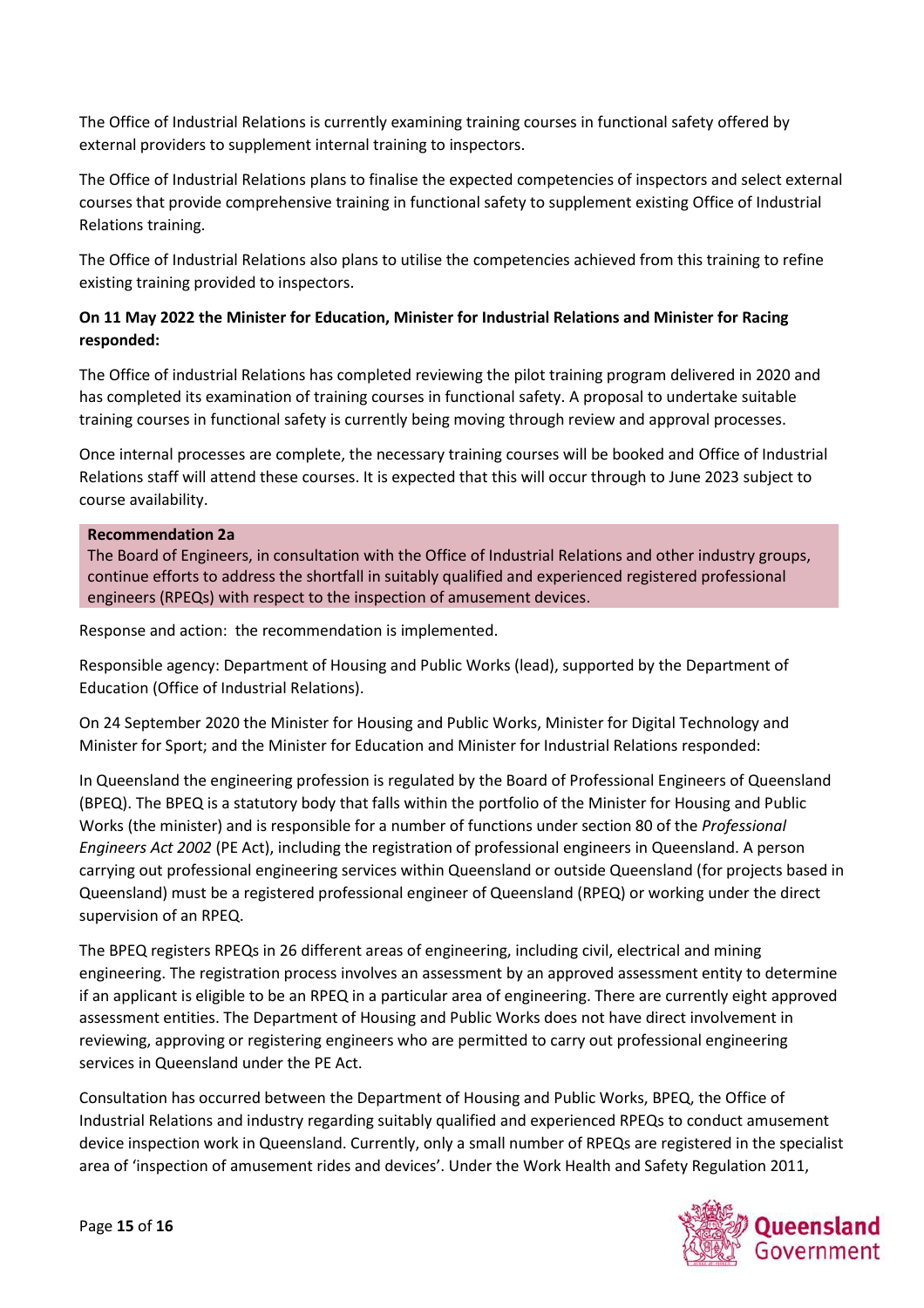The Office of Industrial Relations is currently examining training courses in functional safety offered by external providers to supplement internal training to inspectors.

The Office of Industrial Relations plans to finalise the expected competencies of inspectors and select external courses that provide comprehensive training in functional safety to supplement existing Office of Industrial Relations training.

The Office of Industrial Relations also plans to utilise the competencies achieved from this training to refine existing training provided to inspectors.

**On 11 May 2022 the Minister for Education, Minister for Industrial Relations and Minister for Racing responded:**

The Office of industrial Relations has completed reviewing the pilot training program delivered in 2020 and has completed its examination of training courses in functional safety. A proposal to undertake suitable training courses in functional safety is currently being moving through review and approval processes.

Once internal processes are complete, the necessary training courses will be booked and Office of Industrial Relations staff will attend these courses. It is expected that this will occur through to June 2023 subject to course availability.

**Recommendation 2a**

The Board of Engineers, in consultation with the Office of Industrial Relations and other industry groups, continue efforts to address the shortfall in suitably qualified and experienced registered professional engineers (RPEQs) with respect to the inspection of amusement devices.

Response and action: the recommendation is implemented.

Responsible agency: Department of Housing and Public Works (lead), supported by the Department of Education (Office of Industrial Relations).

On 24 September 2020 the Minister for Housing and Public Works, Minister for Digital Technology and Minister for Sport; and the Minister for Education and Minister for Industrial Relations responded:

In Queensland the engineering profession is regulated by the Board of Professional Engineers of Queensland (BPEQ). The BPEQ is a statutory body that falls within the portfolio of the Minister for Housing and Public Works (the minister) and is responsible for a number of functions under section 80 of the *Professional Engineers Act 2002* (PE Act), including the registration of professional engineers in Queensland. A person carrying out professional engineering services within Queensland or outside Queensland (for projects based in Queensland) must be a registered professional engineer of Queensland (RPEQ) or working under the direct supervision of an RPEQ.

The BPEQ registers RPEQs in 26 different areas of engineering, including civil, electrical and mining engineering. The registration process involves an assessment by an approved assessment entity to determine if an applicant is eligible to be an RPEQ in a particular area of engineering. There are currently eight approved assessment entities. The Department of Housing and Public Works does not have direct involvement in reviewing, approving or registering engineers who are permitted to carry out professional engineering services in Queensland under the PE Act.

Consultation has occurred between the Department of Housing and Public Works, BPEQ, the Office of Industrial Relations and industry regarding suitably qualified and experienced RPEQs to conduct amusement device inspection work in Queensland. Currently, only a small number of RPEQs are registered in the specialist area of 'inspection of amusement rides and devices'. Under the Work Health and Safety Regulation 2011,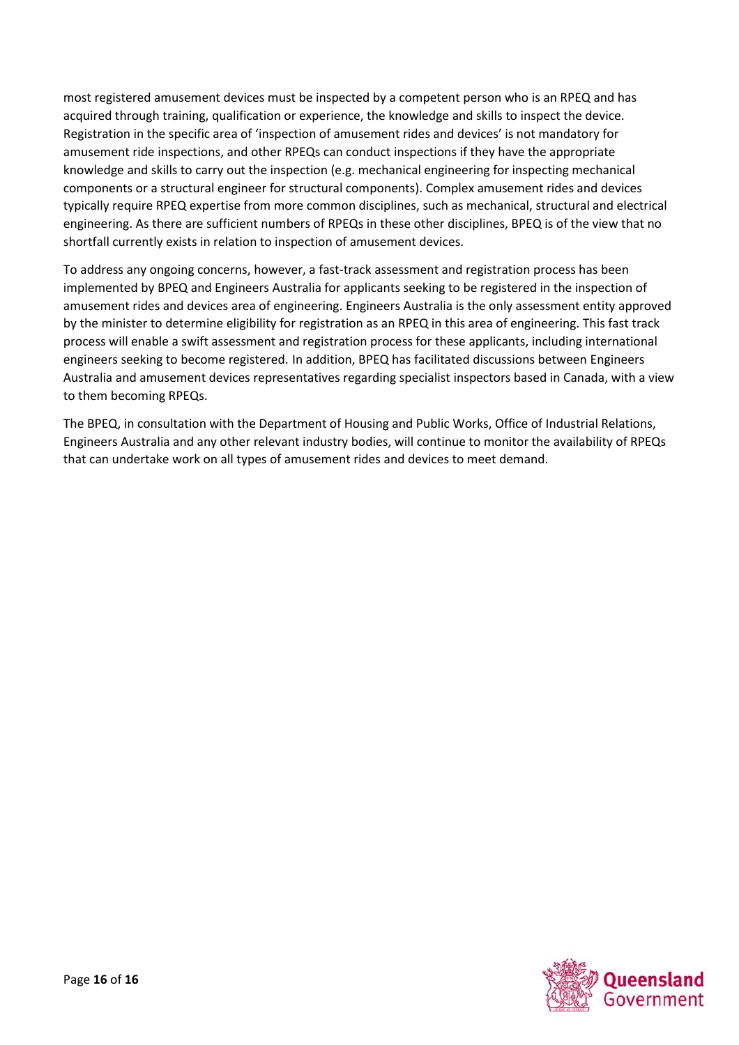most registered amusement devices must be inspected by a competent person who is an RPEQ and has acquired through training, qualification or experience, the knowledge and skills to inspect the device. Registration in the specific area of 'inspection of amusement rides and devices' is not mandatory for amusement ride inspections, and other RPEQs can conduct inspections if they have the appropriate knowledge and skills to carry out the inspection (e.g. mechanical engineering for inspecting mechanical components or a structural engineer for structural components). Complex amusement rides and devices typically require RPEQ expertise from more common disciplines, such as mechanical, structural and electrical engineering. As there are sufficient numbers of RPEQs in these other disciplines, BPEQ is of the view that no shortfall currently exists in relation to inspection of amusement devices.

To address any ongoing concerns, however, a fast-track assessment and registration process has been implemented by BPEQ and Engineers Australia for applicants seeking to be registered in the inspection of amusement rides and devices area of engineering. Engineers Australia is the only assessment entity approved by the minister to determine eligibility for registration as an RPEQ in this area of engineering. This fast track process will enable a swift assessment and registration process for these applicants, including international engineers seeking to become registered. In addition, BPEQ has facilitated discussions between Engineers Australia and amusement devices representatives regarding specialist inspectors based in Canada, with a view to them becoming RPEQs.

The BPEQ, in consultation with the Department of Housing and Public Works, Office of Industrial Relations, Engineers Australia and any other relevant industry bodies, will continue to monitor the availability of RPEQs that can undertake work on all types of amusement rides and devices to meet demand.